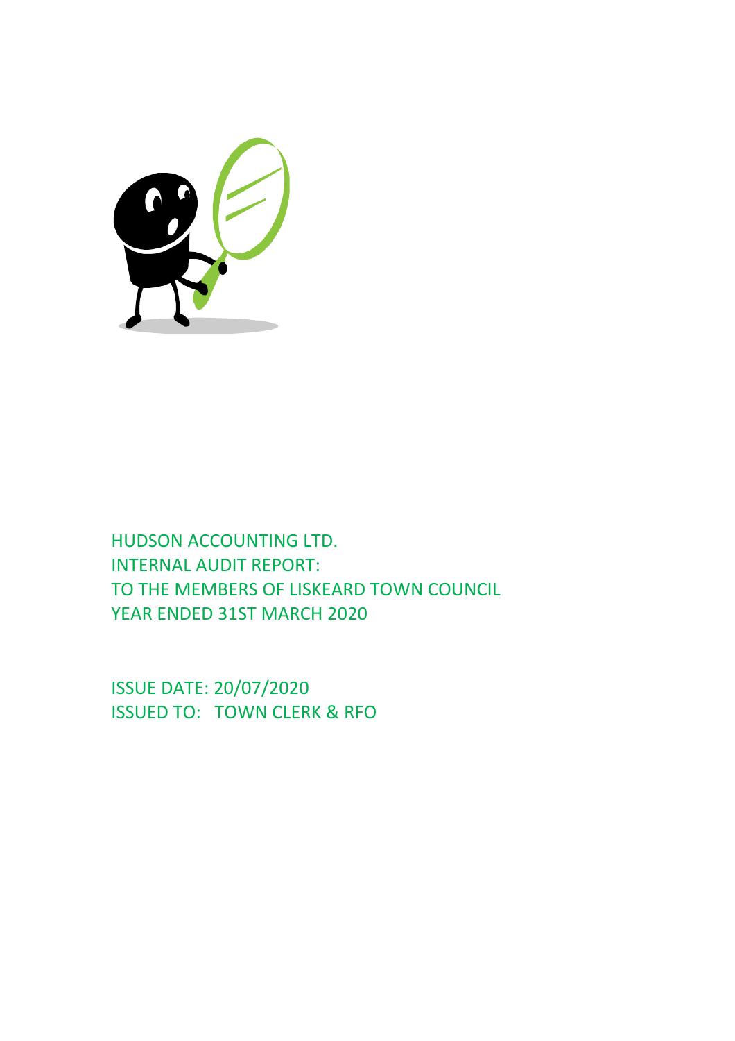HUDSON ACCOUNTING LTD.
INTERNAL AUDIT REPORT:
TO THE MEMBERS OF LISKEARD TOWN COUNCIL
YEAR ENDED 31ST MARCH 2020

ISSUE DATE: 20/07/2020
ISSUED TO: TOWN CLERK & RFO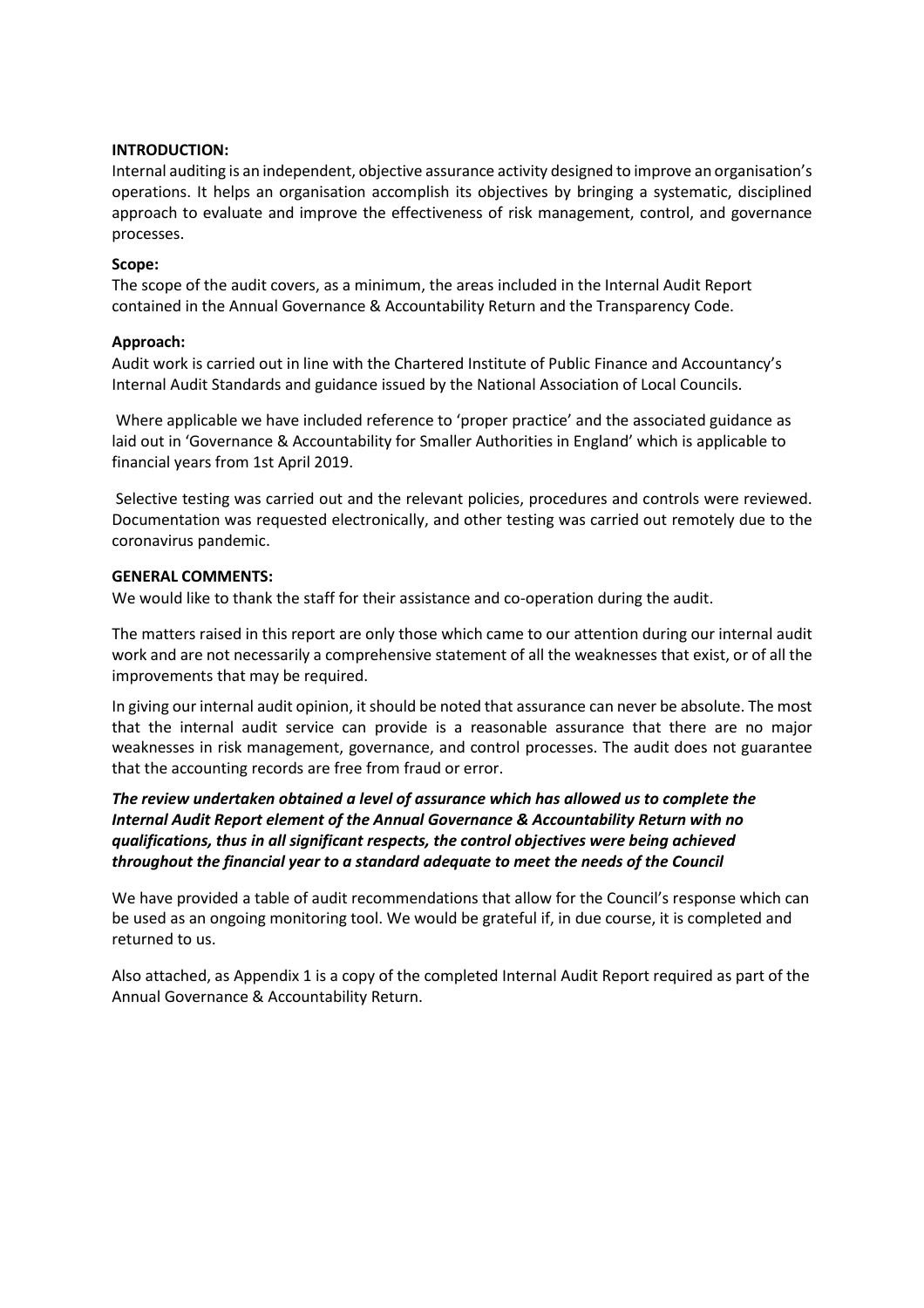**INTRODUCTION:**

Internal auditing is an independent, objective assurance activity designed to improve an organisation's operations. It helps an organisation accomplish its objectives by bringing a systematic, disciplined approach to evaluate and improve the effectiveness of risk management, control, and governance processes.

**Scope:**

The scope of the audit covers, as a minimum, the areas included in the Internal Audit Report contained in the Annual Governance & Accountability Return and the Transparency Code.

**Approach:**

Audit work is carried out in line with the Chartered Institute of Public Finance and Accountancy's Internal Audit Standards and guidance issued by the National Association of Local Councils.

Where applicable we have included reference to 'proper practice' and the associated guidance as laid out in 'Governance & Accountability for Smaller Authorities in England' which is applicable to financial years from 1st April 2019.

Selective testing was carried out and the relevant policies, procedures and controls were reviewed. Documentation was requested electronically, and other testing was carried out remotely due to the coronavirus pandemic.

**GENERAL COMMENTS:**

We would like to thank the staff for their assistance and co-operation during the audit.

The matters raised in this report are only those which came to our attention during our internal audit work and are not necessarily a comprehensive statement of all the weaknesses that exist, or of all the improvements that may be required.

In giving our internal audit opinion, it should be noted that assurance can never be absolute. The most that the internal audit service can provide is a reasonable assurance that there are no major weaknesses in risk management, governance, and control processes. The audit does not guarantee that the accounting records are free from fraud or error.

***The review undertaken obtained a level of assurance which has allowed us to complete the Internal Audit Report element of the Annual Governance & Accountability Return with no qualifications, thus in all significant respects, the control objectives were being achieved throughout the financial year to a standard adequate to meet the needs of the Council***

We have provided a table of audit recommendations that allow for the Council's response which can be used as an ongoing monitoring tool. We would be grateful if, in due course, it is completed and returned to us.

Also attached, as Appendix 1 is a copy of the completed Internal Audit Report required as part of the Annual Governance & Accountability Return.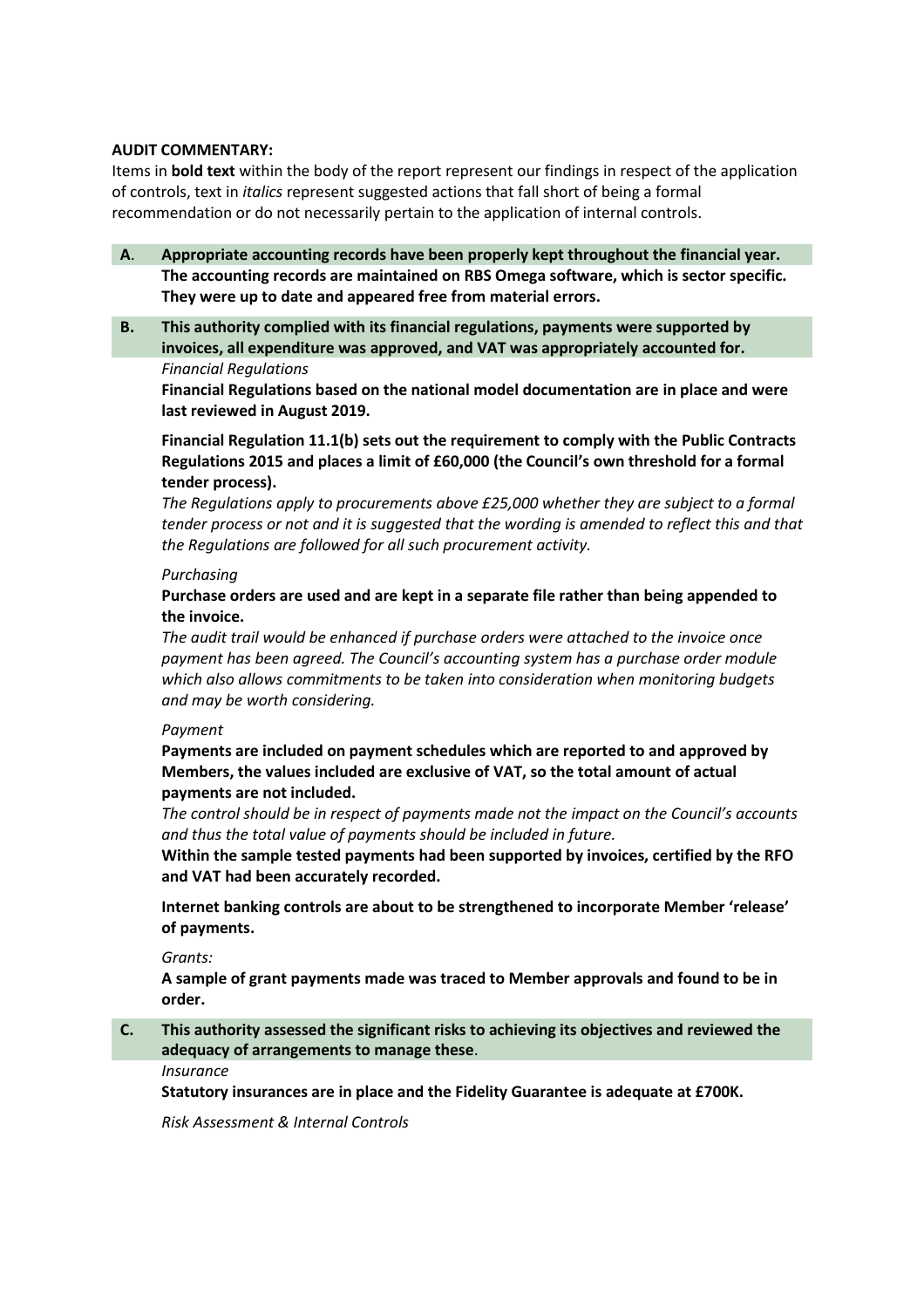**AUDIT COMMENTARY:**

Items in **bold text** within the body of the report represent our findings in respect of the application of controls, text in *italics* represent suggested actions that fall short of being a formal recommendation or do not necessarily pertain to the application of internal controls.

**A. Appropriate accounting records have been properly kept throughout the financial year.**

**The accounting records are maintained on RBS Omega software, which is sector specific. They were up to date and appeared free from material errors.**

**B. This authority complied with its financial regulations, payments were supported by invoices, all expenditure was approved, and VAT was appropriately accounted for.**

*Financial Regulations*

**Financial Regulations based on the national model documentation are in place and were last reviewed in August 2019.**

**Financial Regulation 11.1(b) sets out the requirement to comply with the Public Contracts Regulations 2015 and places a limit of £60,000 (the Council's own threshold for a formal tender process).**

*The Regulations apply to procurements above £25,000 whether they are subject to a formal tender process or not and it is suggested that the wording is amended to reflect this and that the Regulations are followed for all such procurement activity.*

*Purchasing*

**Purchase orders are used and are kept in a separate file rather than being appended to the invoice.**

*The audit trail would be enhanced if purchase orders were attached to the invoice once payment has been agreed. The Council's accounting system has a purchase order module which also allows commitments to be taken into consideration when monitoring budgets and may be worth considering.*

*Payment*

**Payments are included on payment schedules which are reported to and approved by Members, the values included are exclusive of VAT, so the total amount of actual payments are not included.**

*The control should be in respect of payments made not the impact on the Council's accounts and thus the total value of payments should be included in future.*

**Within the sample tested payments had been supported by invoices, certified by the RFO and VAT had been accurately recorded.**

**Internet banking controls are about to be strengthened to incorporate Member 'release' of payments.**

*Grants:*

**A sample of grant payments made was traced to Member approvals and found to be in order.**

**C. This authority assessed the significant risks to achieving its objectives and reviewed the adequacy of arrangements to manage these.**

*Insurance*

**Statutory insurances are in place and the Fidelity Guarantee is adequate at £700K.**

*Risk Assessment & Internal Controls*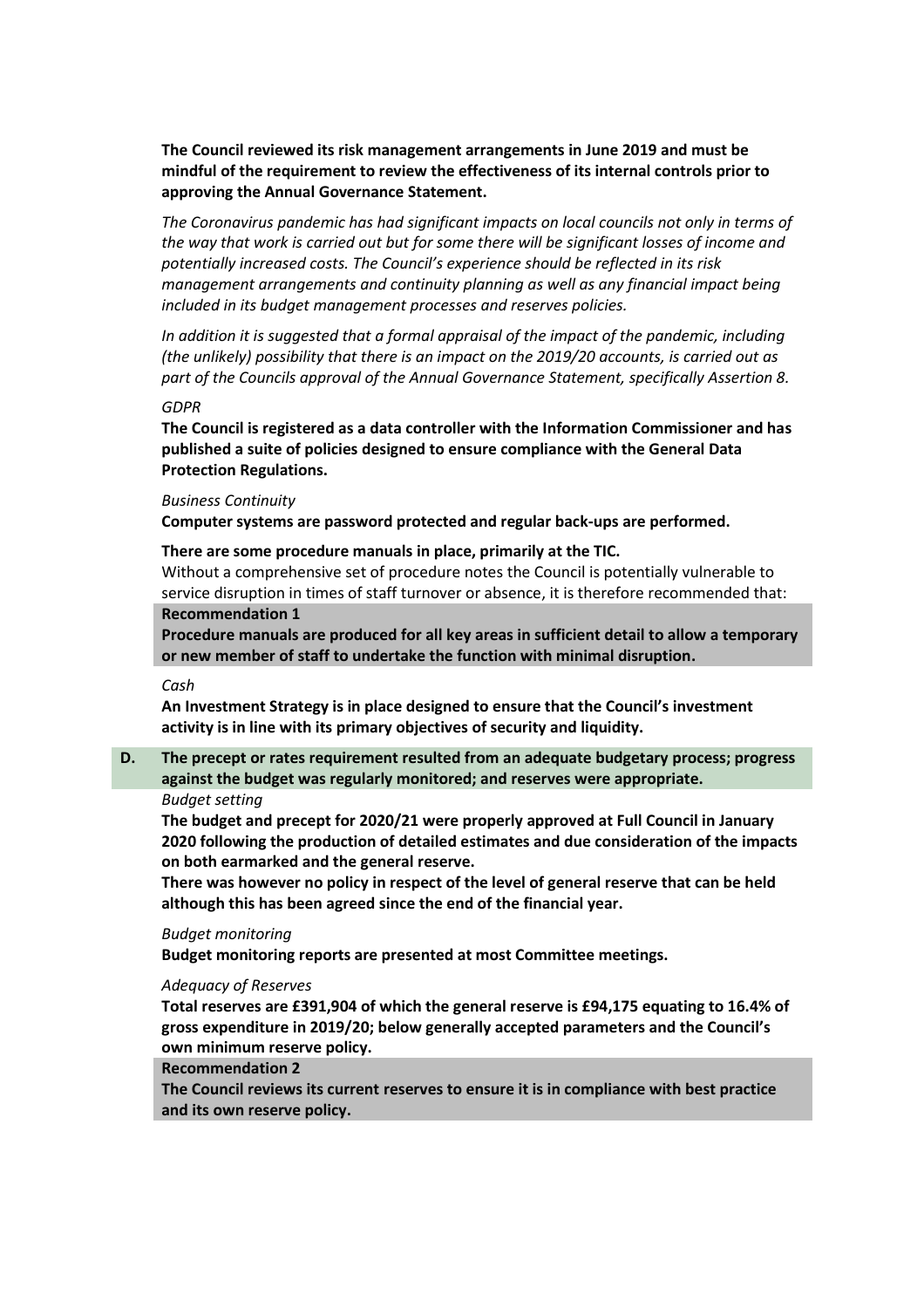**The Council reviewed its risk management arrangements in June 2019 and must be mindful of the requirement to review the effectiveness of its internal controls prior to approving the Annual Governance Statement.**

*The Coronavirus pandemic has had significant impacts on local councils not only in terms of the way that work is carried out but for some there will be significant losses of income and potentially increased costs. The Council's experience should be reflected in its risk management arrangements and continuity planning as well as any financial impact being included in its budget management processes and reserves policies.*

*In addition it is suggested that a formal appraisal of the impact of the pandemic, including (the unlikely) possibility that there is an impact on the 2019/20 accounts, is carried out as part of the Councils approval of the Annual Governance Statement, specifically Assertion 8.*

*GDPR*

**The Council is registered as a data controller with the Information Commissioner and has published a suite of policies designed to ensure compliance with the General Data Protection Regulations.**

*Business Continuity*

**Computer systems are password protected and regular back-ups are performed.**

**There are some procedure manuals in place, primarily at the TIC.**

Without a comprehensive set of procedure notes the Council is potentially vulnerable to service disruption in times of staff turnover or absence, it is therefore recommended that:

**Recommendation 1**

**Procedure manuals are produced for all key areas in sufficient detail to allow a temporary or new member of staff to undertake the function with minimal disruption.**

*Cash*

**An Investment Strategy is in place designed to ensure that the Council's investment activity is in line with its primary objectives of security and liquidity.**

**D. The precept or rates requirement resulted from an adequate budgetary process; progress against the budget was regularly monitored; and reserves were appropriate.**

*Budget setting*

**The budget and precept for 2020/21 were properly approved at Full Council in January 2020 following the production of detailed estimates and due consideration of the impacts on both earmarked and the general reserve.**

**There was however no policy in respect of the level of general reserve that can be held although this has been agreed since the end of the financial year.**

*Budget monitoring*

**Budget monitoring reports are presented at most Committee meetings.**

*Adequacy of Reserves*

**Total reserves are £391,904 of which the general reserve is £94,175 equating to 16.4% of gross expenditure in 2019/20; below generally accepted parameters and the Council's own minimum reserve policy.**

**Recommendation 2**

**The Council reviews its current reserves to ensure it is in compliance with best practice and its own reserve policy.**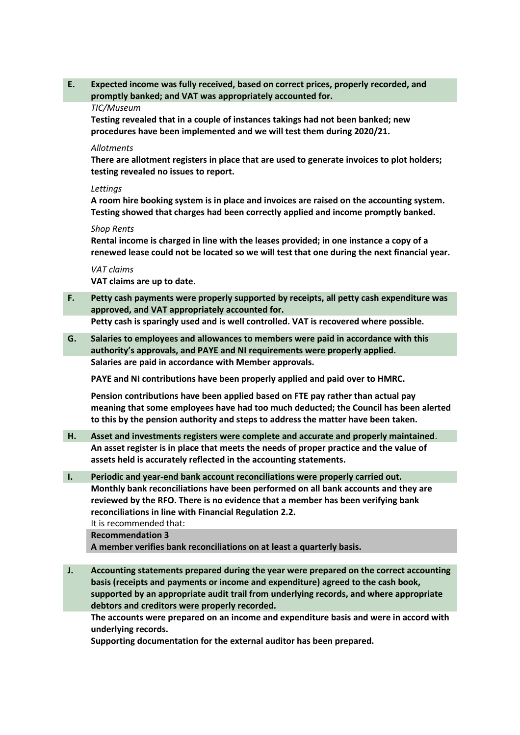**E. Expected income was fully received, based on correct prices, properly recorded, and promptly banked; and VAT was appropriately accounted for.**

*TIC/Museum*

**Testing revealed that in a couple of instances takings had not been banked; new procedures have been implemented and we will test them during 2020/21.**

*Allotments*

**There are allotment registers in place that are used to generate invoices to plot holders; testing revealed no issues to report.**

*Lettings*

**A room hire booking system is in place and invoices are raised on the accounting system. Testing showed that charges had been correctly applied and income promptly banked.**

*Shop Rents*

**Rental income is charged in line with the leases provided; in one instance a copy of a renewed lease could not be located so we will test that one during the next financial year.**

*VAT claims*

**VAT claims are up to date.**

**F. Petty cash payments were properly supported by receipts, all petty cash expenditure was approved, and VAT appropriately accounted for.**

**Petty cash is sparingly used and is well controlled. VAT is recovered where possible.**

**G. Salaries to employees and allowances to members were paid in accordance with this authority's approvals, and PAYE and NI requirements were properly applied.**

**Salaries are paid in accordance with Member approvals.**

**PAYE and NI contributions have been properly applied and paid over to HMRC.**

**Pension contributions have been applied based on FTE pay rather than actual pay meaning that some employees have had too much deducted; the Council has been alerted to this by the pension authority and steps to address the matter have been taken.**

**H. Asset and investments registers were complete and accurate and properly maintained.**

**An asset register is in place that meets the needs of proper practice and the value of assets held is accurately reflected in the accounting statements.**

**I. Periodic and year-end bank account reconciliations were properly carried out.**

**Monthly bank reconciliations have been performed on all bank accounts and they are reviewed by the RFO. There is no evidence that a member has been verifying bank reconciliations in line with Financial Regulation 2.2.**

It is recommended that:

**Recommendation 3**

**A member verifies bank reconciliations on at least a quarterly basis.**

**J. Accounting statements prepared during the year were prepared on the correct accounting basis (receipts and payments or income and expenditure) agreed to the cash book, supported by an appropriate audit trail from underlying records, and where appropriate debtors and creditors were properly recorded.**

**The accounts were prepared on an income and expenditure basis and were in accord with underlying records.**

**Supporting documentation for the external auditor has been prepared.**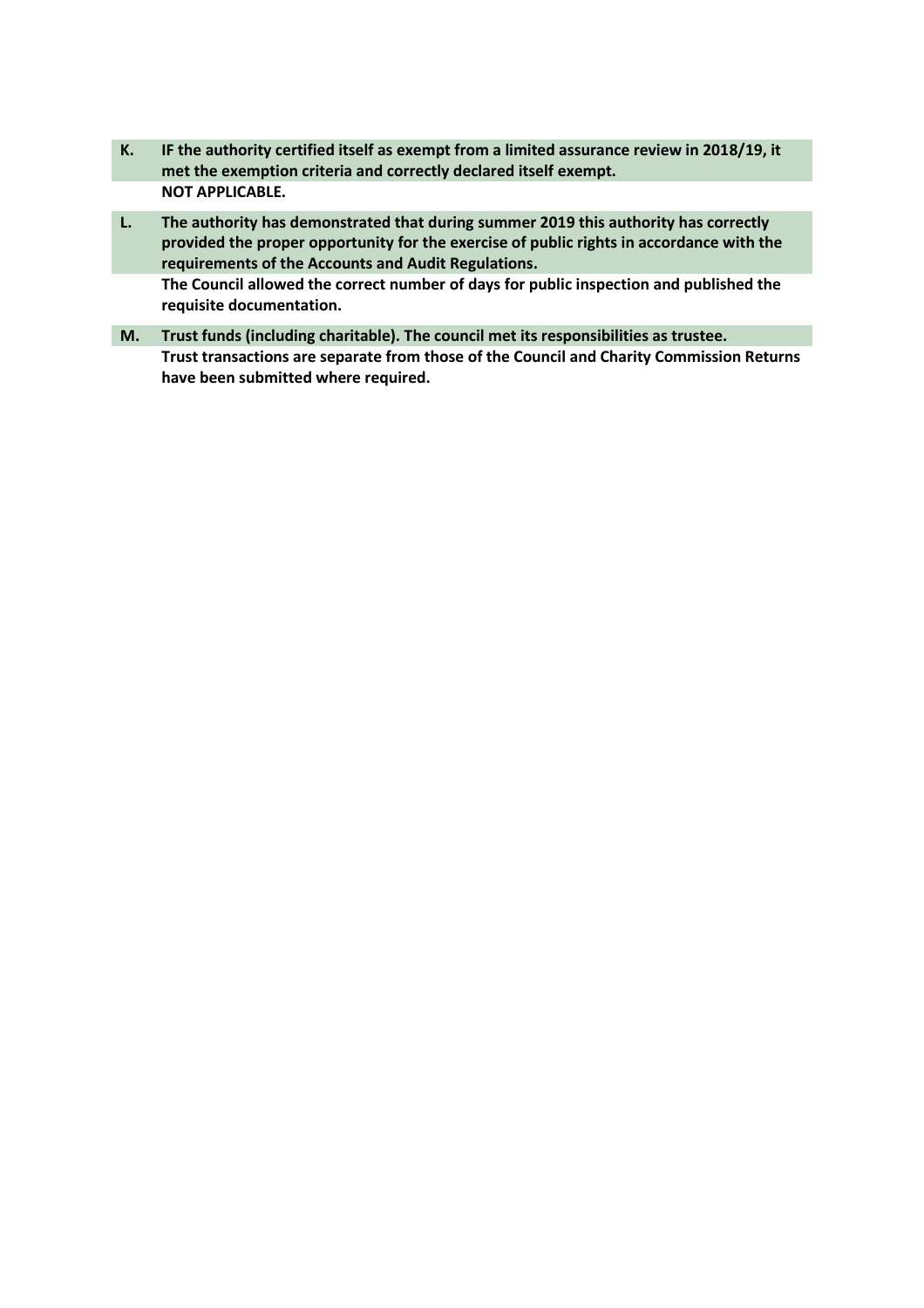**K. IF the authority certified itself as exempt from a limited assurance review in 2018/19, it met the exemption criteria and correctly declared itself exempt.**

**NOT APPLICABLE.**

**L. The authority has demonstrated that during summer 2019 this authority has correctly provided the proper opportunity for the exercise of public rights in accordance with the requirements of the Accounts and Audit Regulations.**

**The Council allowed the correct number of days for public inspection and published the requisite documentation.**

**M. Trust funds (including charitable). The council met its responsibilities as trustee.**

**Trust transactions are separate from those of the Council and Charity Commission Returns have been submitted where required.**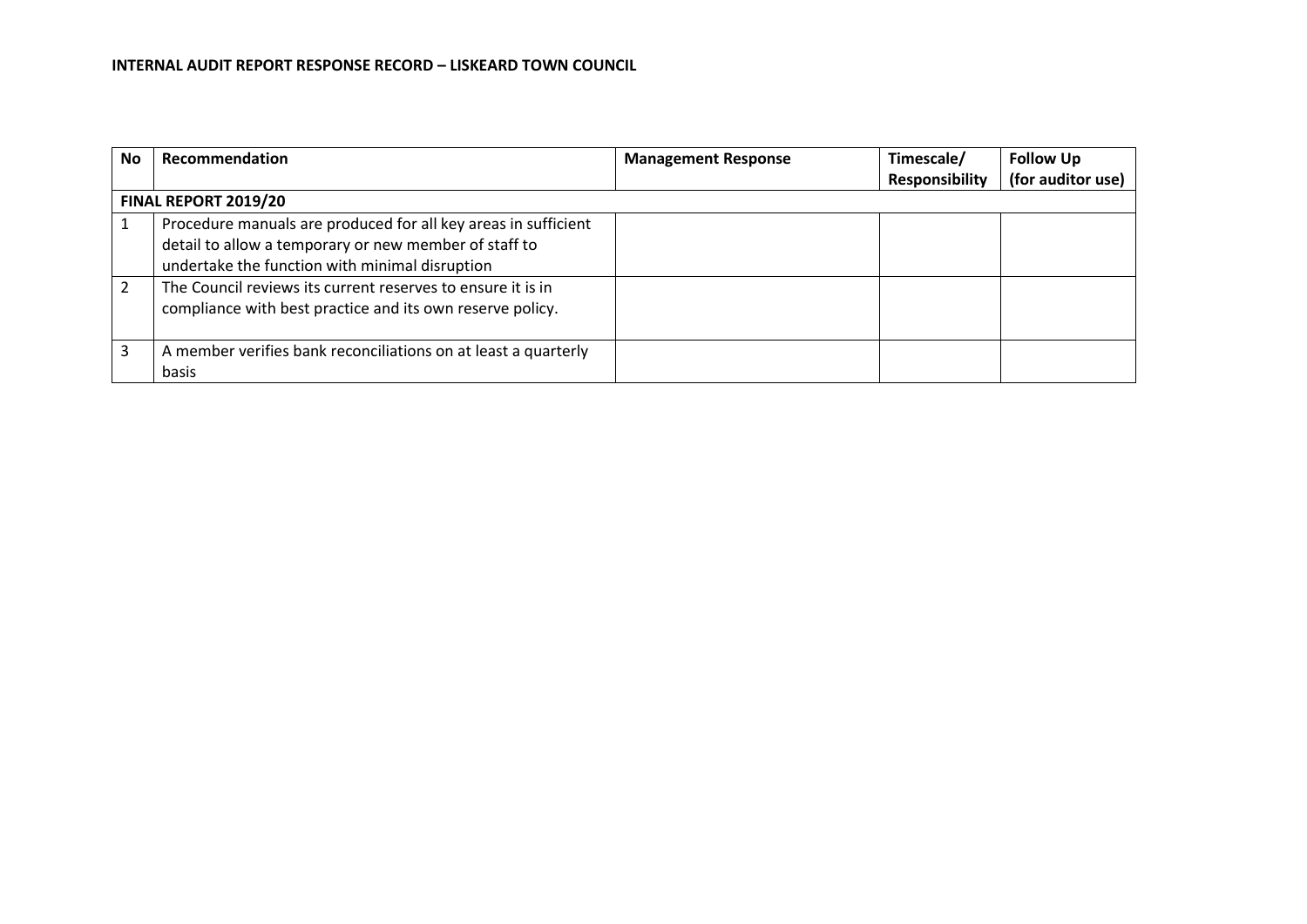**INTERNAL AUDIT REPORT RESPONSE RECORD – LISKEARD TOWN COUNCIL**

| No | Recommendation | Management Response | Timescale/ Responsibility | Follow Up (for auditor use) |
|---|---|---|---|---|
| **FINAL REPORT 2019/20** | | | | |
| 1 | Procedure manuals are produced for all key areas in sufficient detail to allow a temporary or new member of staff to undertake the function with minimal disruption | | | |
| 2 | The Council reviews its current reserves to ensure it is in compliance with best practice and its own reserve policy. | | | |
| 3 | A member verifies bank reconciliations on at least a quarterly basis | | | |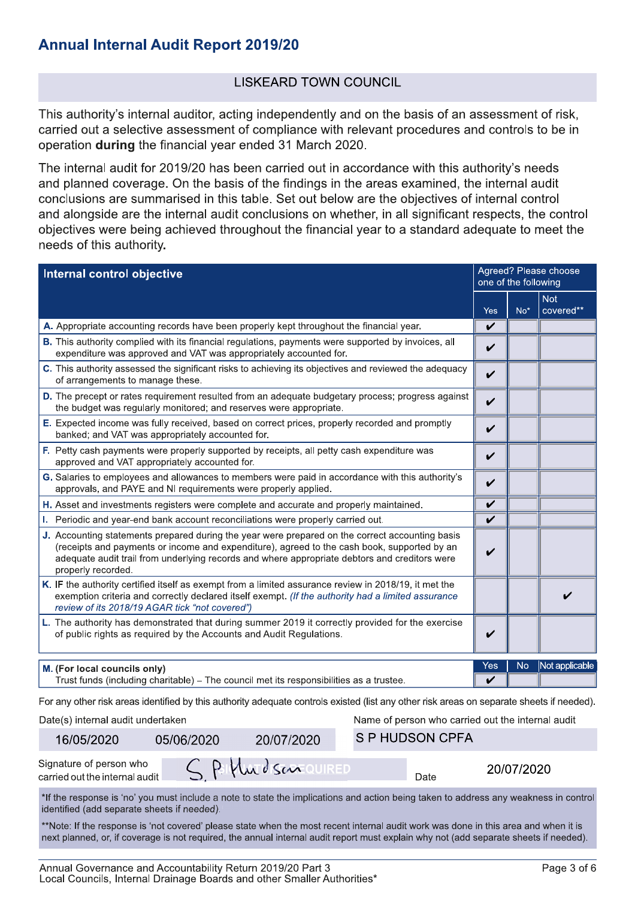# Annual Internal Audit Report 2019/20

LISKEARD TOWN COUNCIL

This authority's internal auditor, acting independently and on the basis of an assessment of risk, carried out a selective assessment of compliance with relevant procedures and controls to be in operation **during** the financial year ended 31 March 2020.

The internal audit for 2019/20 has been carried out in accordance with this authority's needs and planned coverage. On the basis of the findings in the areas examined, the internal audit conclusions are summarised in this table. Set out below are the objectives of internal control and alongside are the internal audit conclusions on whether, in all significant respects, the control objectives were being achieved throughout the financial year to a standard adequate to meet the needs of this authority.

| Internal control objective | Agreed? Please choose one of the following | | |
|---|---|---|---|
| | Yes | No* | Not covered** |
| **A.** Appropriate accounting records have been properly kept throughout the financial year. | ✔ | | |
| **B.** This authority complied with its financial regulations, payments were supported by invoices, all expenditure was approved and VAT was appropriately accounted for. | ✔ | | |
| **C.** This authority assessed the significant risks to achieving its objectives and reviewed the adequacy of arrangements to manage these. | ✔ | | |
| **D.** The precept or rates requirement resulted from an adequate budgetary process; progress against the budget was regularly monitored; and reserves were appropriate. | ✔ | | |
| **E.** Expected income was fully received, based on correct prices, properly recorded and promptly banked; and VAT was appropriately accounted for. | ✔ | | |
| **F.** Petty cash payments were properly supported by receipts, all petty cash expenditure was approved and VAT appropriately accounted for. | ✔ | | |
| **G.** Salaries to employees and allowances to members were paid in accordance with this authority's approvals, and PAYE and NI requirements were properly applied. | ✔ | | |
| **H.** Asset and investments registers were complete and accurate and properly maintained. | ✔ | | |
| **I.** Periodic and year-end bank account reconciliations were properly carried out. | ✔ | | |
| **J.** Accounting statements prepared during the year were prepared on the correct accounting basis (receipts and payments or income and expenditure), agreed to the cash book, supported by an adequate audit trail from underlying records and where appropriate debtors and creditors were properly recorded. | ✔ | | |
| **K.** IF the authority certified itself as exempt from a limited assurance review in 2018/19, it met the exemption criteria and correctly declared itself exempt. *(If the authority had a limited assurance review of its 2018/19 AGAR tick "not covered")* | | | ✔ |
| **L.** The authority has demonstrated that during summer 2019 it correctly provided for the exercise of public rights as required by the Accounts and Audit Regulations. | ✔ | | |

| | Yes | No | Not applicable |
|---|---|---|---|
| **M. (For local councils only)** Trust funds (including charitable) – The council met its responsibilities as a trustee. | ✔ | | |

For any other risk areas identified by this authority adequate controls existed (list any other risk areas on separate sheets if needed).

Date(s) internal audit undertaken: 16/05/2020 05/06/2020 20/07/2020

Name of person who carried out the internal audit: S P HUDSON CPFA

Signature of person who carried out the internal audit: S P Hudson

Date: 20/07/2020

*If the response is 'no' you must include a note to state the implications and action being taken to address any weakness in control identified (add separate sheets if needed).

**Note: If the response is 'not covered' please state when the most recent internal audit work was done in this area and when it is next planned, or, if coverage is not required, the annual internal audit report must explain why not (add separate sheets if needed).